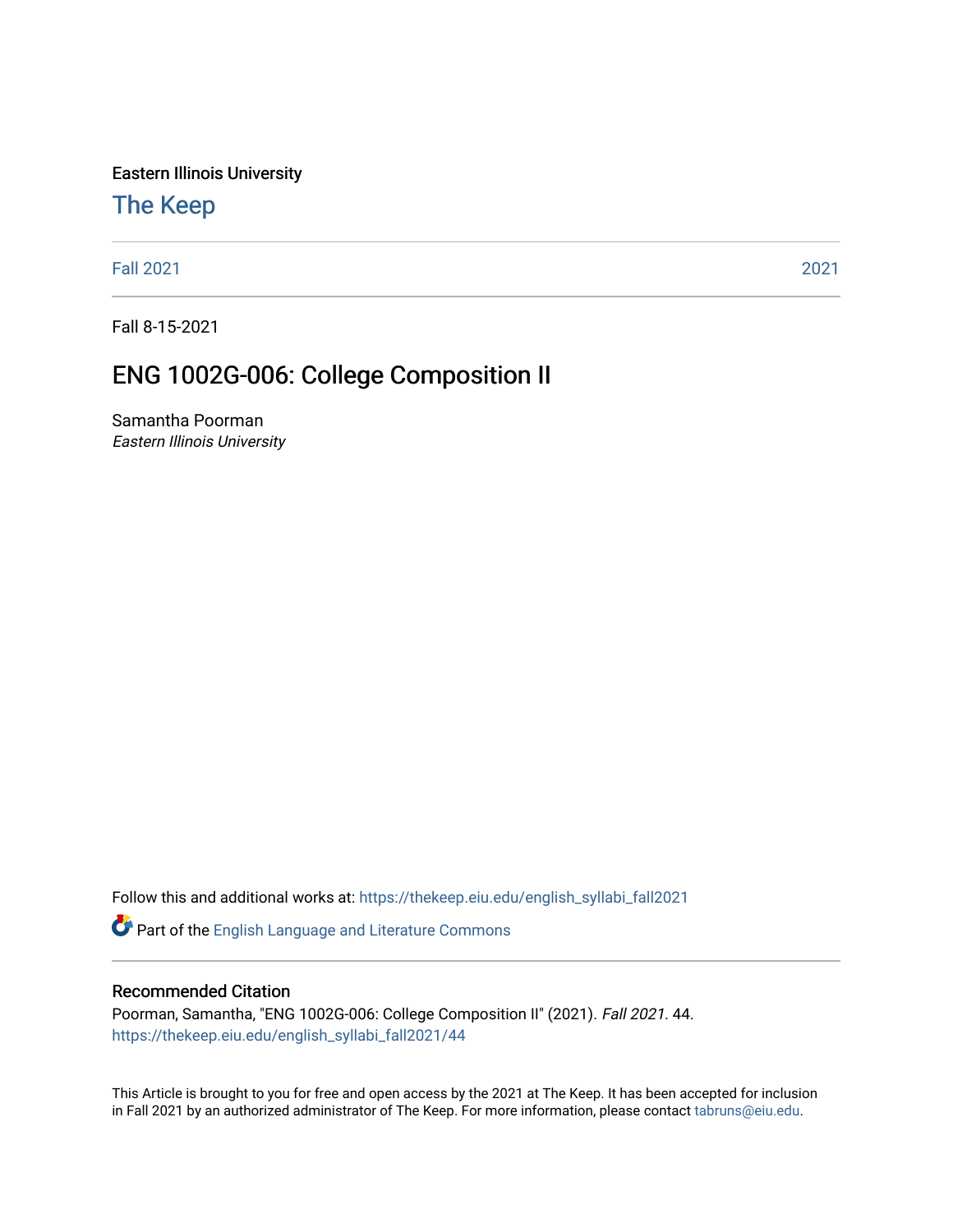Eastern Illinois University

## The Keep

Fall 2021 | 2021

Fall 8-15-2021

# ENG 1002G-006: College Composition II

Samantha Poorman
*Eastern Illinois University*

Follow this and additional works at: https://thekeep.eiu.edu/english_syllabi_fall2021

Part of the English Language and Literature Commons

### Recommended Citation

Poorman, Samantha, "ENG 1002G-006: College Composition II" (2021). *Fall 2021*. 44.
https://thekeep.eiu.edu/english_syllabi_fall2021/44

This Article is brought to you for free and open access by the 2021 at The Keep. It has been accepted for inclusion in Fall 2021 by an authorized administrator of The Keep. For more information, please contact tabruns@eiu.edu.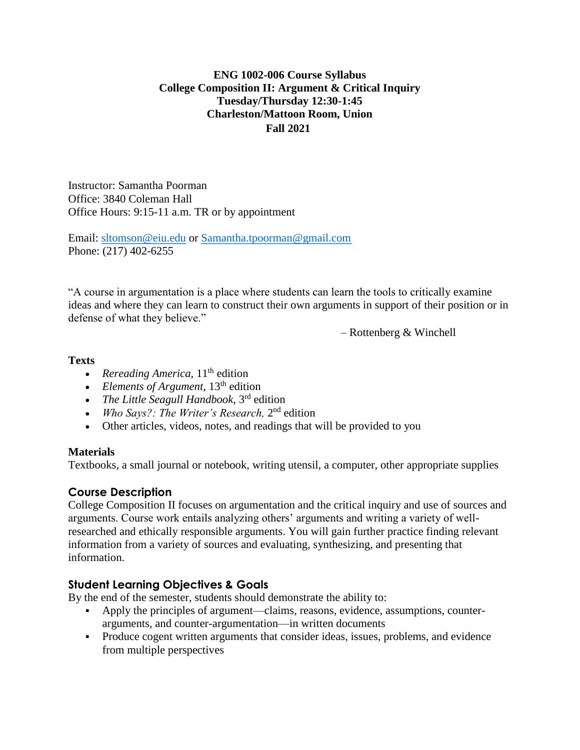**ENG 1002-006 Course Syllabus**
**College Composition II: Argument & Critical Inquiry**
**Tuesday/Thursday 12:30-1:45**
**Charleston/Mattoon Room, Union**
**Fall 2021**

Instructor: Samantha Poorman
Office: 3840 Coleman Hall
Office Hours: 9:15-11 a.m. TR or by appointment

Email: sltomson@eiu.edu or Samantha.tpoorman@gmail.com
Phone: (217) 402-6255

"A course in argumentation is a place where students can learn the tools to critically examine ideas and where they can learn to construct their own arguments in support of their position or in defense of what they believe."

– Rottenberg & Winchell

**Texts**

- *Rereading America*, 11th edition
- *Elements of Argument*, 13th edition
- *The Little Seagull Handbook*, 3rd edition
- *Who Says?: The Writer's Research*, 2nd edition
- Other articles, videos, notes, and readings that will be provided to you

**Materials**

Textbooks, a small journal or notebook, writing utensil, a computer, other appropriate supplies

## Course Description

College Composition II focuses on argumentation and the critical inquiry and use of sources and arguments. Course work entails analyzing others' arguments and writing a variety of well-researched and ethically responsible arguments. You will gain further practice finding relevant information from a variety of sources and evaluating, synthesizing, and presenting that information.

## Student Learning Objectives & Goals

By the end of the semester, students should demonstrate the ability to:

- Apply the principles of argument—claims, reasons, evidence, assumptions, counter-arguments, and counter-argumentation—in written documents
- Produce cogent written arguments that consider ideas, issues, problems, and evidence from multiple perspectives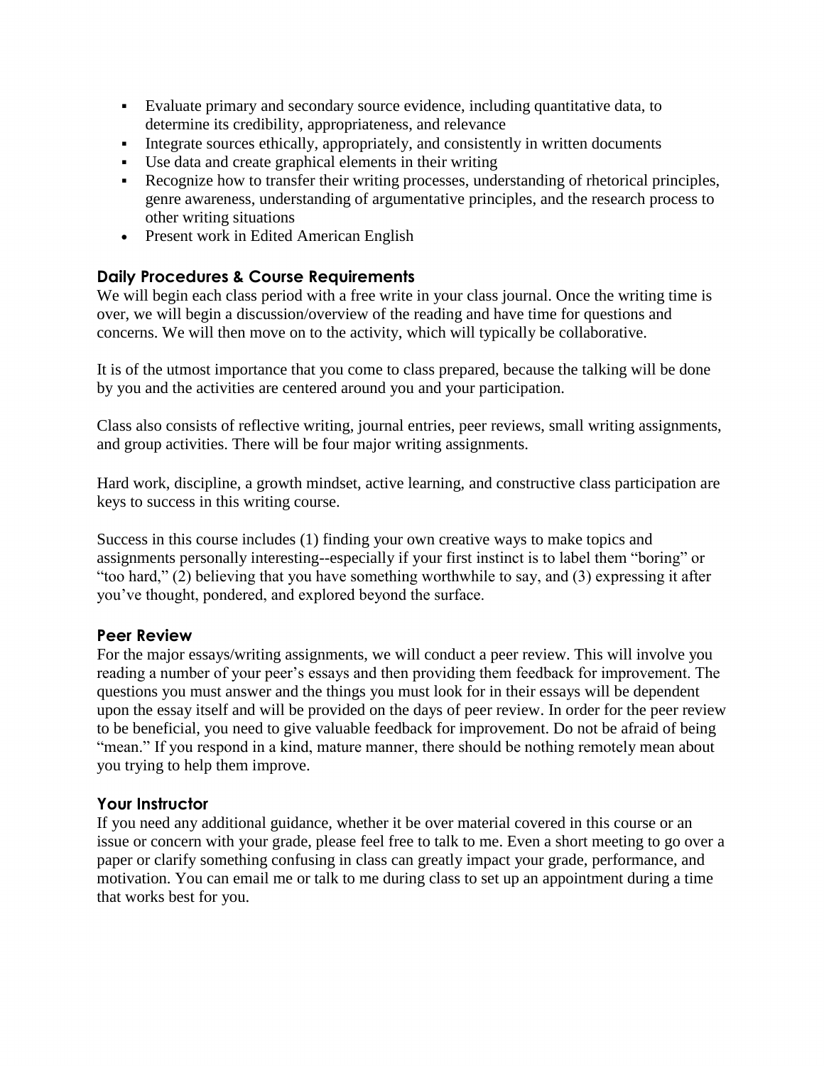- Evaluate primary and secondary source evidence, including quantitative data, to determine its credibility, appropriateness, and relevance
- Integrate sources ethically, appropriately, and consistently in written documents
- Use data and create graphical elements in their writing
- Recognize how to transfer their writing processes, understanding of rhetorical principles, genre awareness, understanding of argumentative principles, and the research process to other writing situations
- Present work in Edited American English

### Daily Procedures & Course Requirements

We will begin each class period with a free write in your class journal. Once the writing time is over, we will begin a discussion/overview of the reading and have time for questions and concerns. We will then move on to the activity, which will typically be collaborative.

It is of the utmost importance that you come to class prepared, because the talking will be done by you and the activities are centered around you and your participation.

Class also consists of reflective writing, journal entries, peer reviews, small writing assignments, and group activities. There will be four major writing assignments.

Hard work, discipline, a growth mindset, active learning, and constructive class participation are keys to success in this writing course.

Success in this course includes (1) finding your own creative ways to make topics and assignments personally interesting--especially if your first instinct is to label them "boring" or "too hard," (2) believing that you have something worthwhile to say, and (3) expressing it after you've thought, pondered, and explored beyond the surface.

### Peer Review

For the major essays/writing assignments, we will conduct a peer review. This will involve you reading a number of your peer's essays and then providing them feedback for improvement. The questions you must answer and the things you must look for in their essays will be dependent upon the essay itself and will be provided on the days of peer review. In order for the peer review to be beneficial, you need to give valuable feedback for improvement. Do not be afraid of being "mean." If you respond in a kind, mature manner, there should be nothing remotely mean about you trying to help them improve.

### Your Instructor

If you need any additional guidance, whether it be over material covered in this course or an issue or concern with your grade, please feel free to talk to me. Even a short meeting to go over a paper or clarify something confusing in class can greatly impact your grade, performance, and motivation. You can email me or talk to me during class to set up an appointment during a time that works best for you.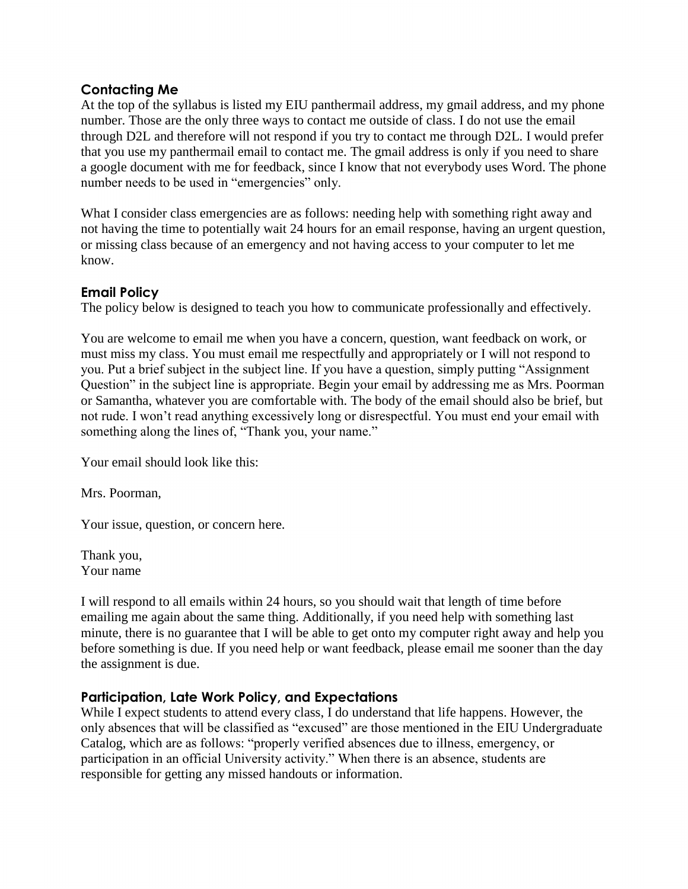## Contacting Me

At the top of the syllabus is listed my EIU panthermail address, my gmail address, and my phone number. Those are the only three ways to contact me outside of class. I do not use the email through D2L and therefore will not respond if you try to contact me through D2L. I would prefer that you use my panthermail email to contact me. The gmail address is only if you need to share a google document with me for feedback, since I know that not everybody uses Word. The phone number needs to be used in "emergencies" only.

What I consider class emergencies are as follows: needing help with something right away and not having the time to potentially wait 24 hours for an email response, having an urgent question, or missing class because of an emergency and not having access to your computer to let me know.

## Email Policy

The policy below is designed to teach you how to communicate professionally and effectively.

You are welcome to email me when you have a concern, question, want feedback on work, or must miss my class. You must email me respectfully and appropriately or I will not respond to you. Put a brief subject in the subject line. If you have a question, simply putting "Assignment Question" in the subject line is appropriate. Begin your email by addressing me as Mrs. Poorman or Samantha, whatever you are comfortable with. The body of the email should also be brief, but not rude. I won't read anything excessively long or disrespectful. You must end your email with something along the lines of, "Thank you, your name."

Your email should look like this:

Mrs. Poorman,

Your issue, question, or concern here.

Thank you,
Your name

I will respond to all emails within 24 hours, so you should wait that length of time before emailing me again about the same thing. Additionally, if you need help with something last minute, there is no guarantee that I will be able to get onto my computer right away and help you before something is due. If you need help or want feedback, please email me sooner than the day the assignment is due.

## Participation, Late Work Policy, and Expectations

While I expect students to attend every class, I do understand that life happens. However, the only absences that will be classified as "excused" are those mentioned in the EIU Undergraduate Catalog, which are as follows: "properly verified absences due to illness, emergency, or participation in an official University activity." When there is an absence, students are responsible for getting any missed handouts or information.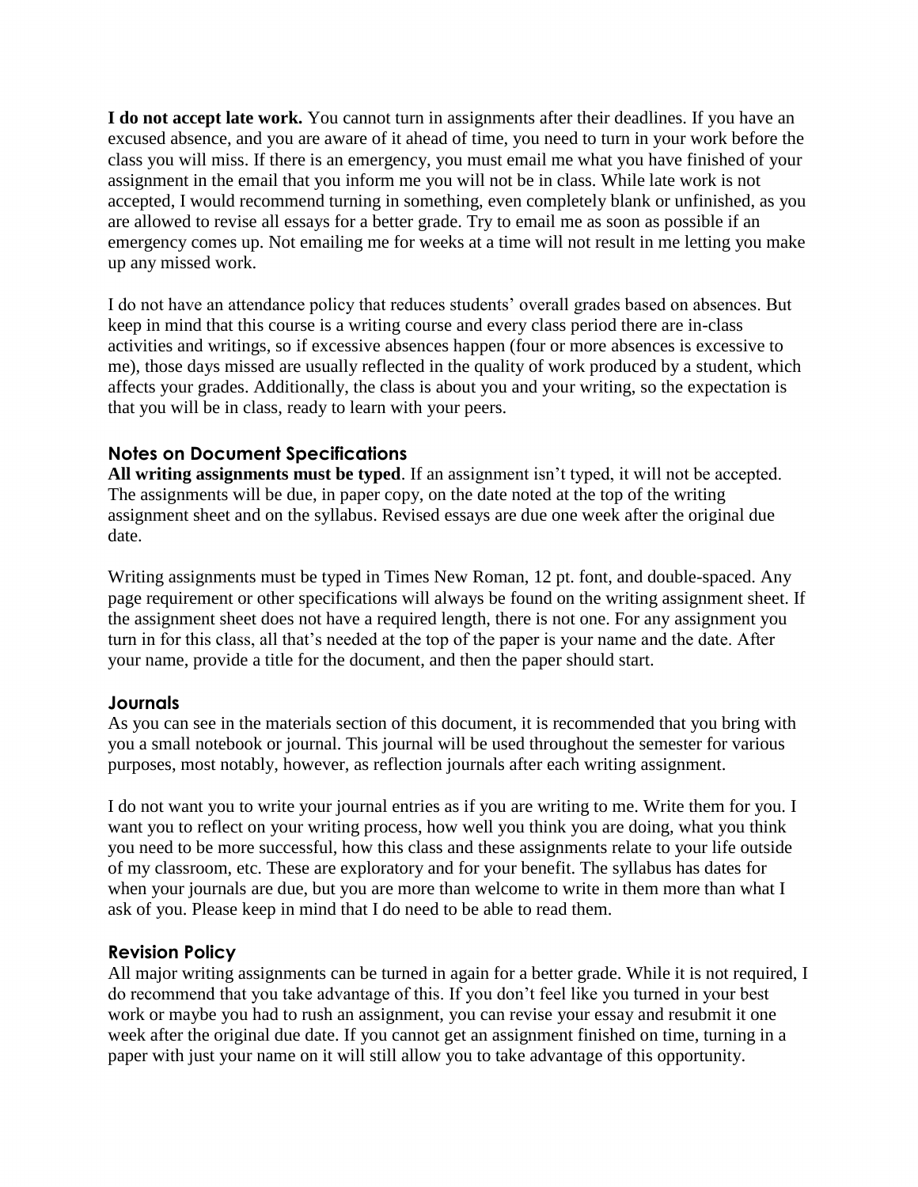**I do not accept late work.** You cannot turn in assignments after their deadlines. If you have an excused absence, and you are aware of it ahead of time, you need to turn in your work before the class you will miss. If there is an emergency, you must email me what you have finished of your assignment in the email that you inform me you will not be in class. While late work is not accepted, I would recommend turning in something, even completely blank or unfinished, as you are allowed to revise all essays for a better grade. Try to email me as soon as possible if an emergency comes up. Not emailing me for weeks at a time will not result in me letting you make up any missed work.

I do not have an attendance policy that reduces students' overall grades based on absences. But keep in mind that this course is a writing course and every class period there are in-class activities and writings, so if excessive absences happen (four or more absences is excessive to me), those days missed are usually reflected in the quality of work produced by a student, which affects your grades. Additionally, the class is about you and your writing, so the expectation is that you will be in class, ready to learn with your peers.

### Notes on Document Specifications

**All writing assignments must be typed**. If an assignment isn't typed, it will not be accepted. The assignments will be due, in paper copy, on the date noted at the top of the writing assignment sheet and on the syllabus. Revised essays are due one week after the original due date.

Writing assignments must be typed in Times New Roman, 12 pt. font, and double-spaced. Any page requirement or other specifications will always be found on the writing assignment sheet. If the assignment sheet does not have a required length, there is not one. For any assignment you turn in for this class, all that's needed at the top of the paper is your name and the date. After your name, provide a title for the document, and then the paper should start.

### Journals

As you can see in the materials section of this document, it is recommended that you bring with you a small notebook or journal. This journal will be used throughout the semester for various purposes, most notably, however, as reflection journals after each writing assignment.

I do not want you to write your journal entries as if you are writing to me. Write them for you. I want you to reflect on your writing process, how well you think you are doing, what you think you need to be more successful, how this class and these assignments relate to your life outside of my classroom, etc. These are exploratory and for your benefit. The syllabus has dates for when your journals are due, but you are more than welcome to write in them more than what I ask of you. Please keep in mind that I do need to be able to read them.

### Revision Policy

All major writing assignments can be turned in again for a better grade. While it is not required, I do recommend that you take advantage of this. If you don't feel like you turned in your best work or maybe you had to rush an assignment, you can revise your essay and resubmit it one week after the original due date. If you cannot get an assignment finished on time, turning in a paper with just your name on it will still allow you to take advantage of this opportunity.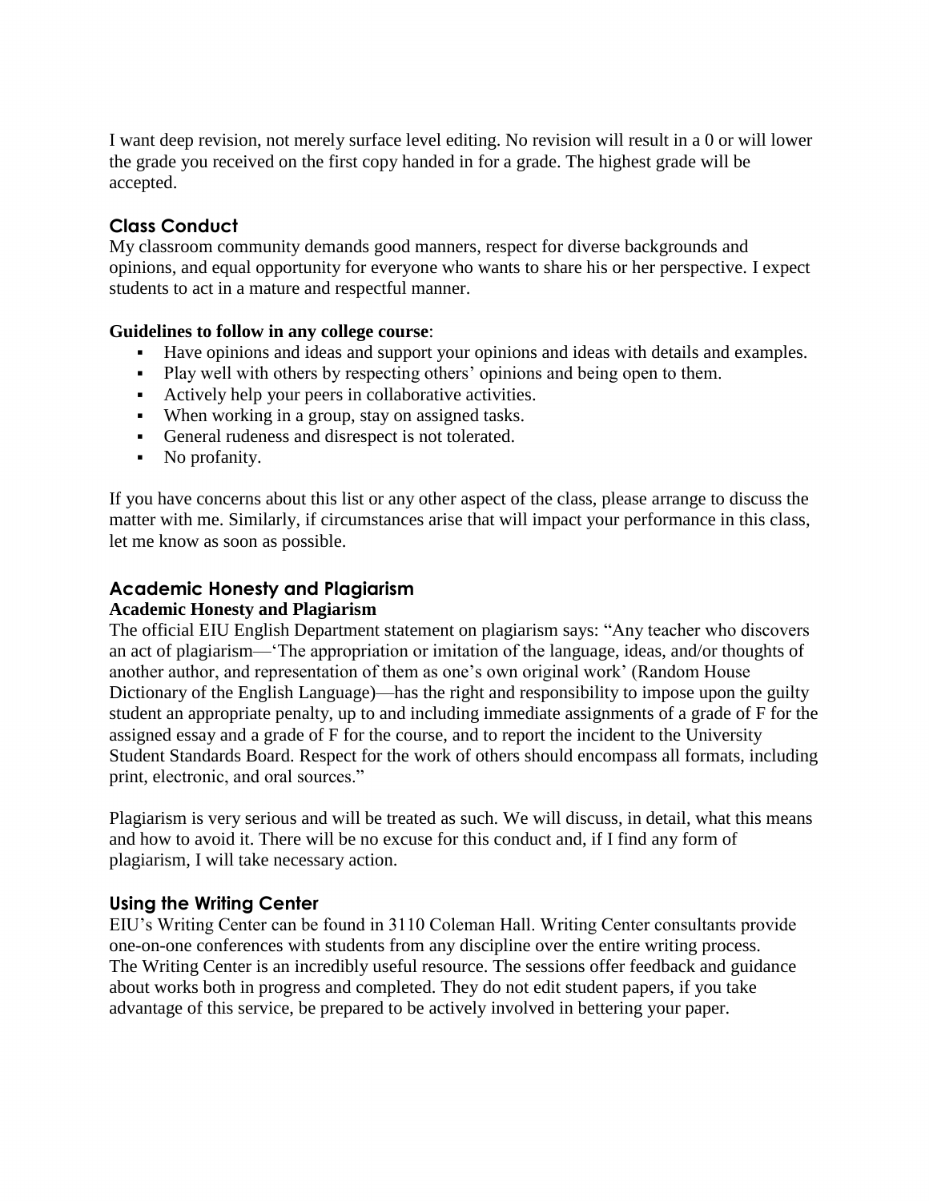I want deep revision, not merely surface level editing. No revision will result in a 0 or will lower the grade you received on the first copy handed in for a grade. The highest grade will be accepted.

## Class Conduct

My classroom community demands good manners, respect for diverse backgrounds and opinions, and equal opportunity for everyone who wants to share his or her perspective. I expect students to act in a mature and respectful manner.

**Guidelines to follow in any college course**:

- Have opinions and ideas and support your opinions and ideas with details and examples.
- Play well with others by respecting others' opinions and being open to them.
- Actively help your peers in collaborative activities.
- When working in a group, stay on assigned tasks.
- General rudeness and disrespect is not tolerated.
- No profanity.

If you have concerns about this list or any other aspect of the class, please arrange to discuss the matter with me. Similarly, if circumstances arise that will impact your performance in this class, let me know as soon as possible.

## Academic Honesty and Plagiarism

**Academic Honesty and Plagiarism**

The official EIU English Department statement on plagiarism says: "Any teacher who discovers an act of plagiarism—'The appropriation or imitation of the language, ideas, and/or thoughts of another author, and representation of them as one's own original work' (Random House Dictionary of the English Language)—has the right and responsibility to impose upon the guilty student an appropriate penalty, up to and including immediate assignments of a grade of F for the assigned essay and a grade of F for the course, and to report the incident to the University Student Standards Board. Respect for the work of others should encompass all formats, including print, electronic, and oral sources."

Plagiarism is very serious and will be treated as such. We will discuss, in detail, what this means and how to avoid it. There will be no excuse for this conduct and, if I find any form of plagiarism, I will take necessary action.

## Using the Writing Center

EIU's Writing Center can be found in 3110 Coleman Hall. Writing Center consultants provide one-on-one conferences with students from any discipline over the entire writing process. The Writing Center is an incredibly useful resource. The sessions offer feedback and guidance about works both in progress and completed. They do not edit student papers, if you take advantage of this service, be prepared to be actively involved in bettering your paper.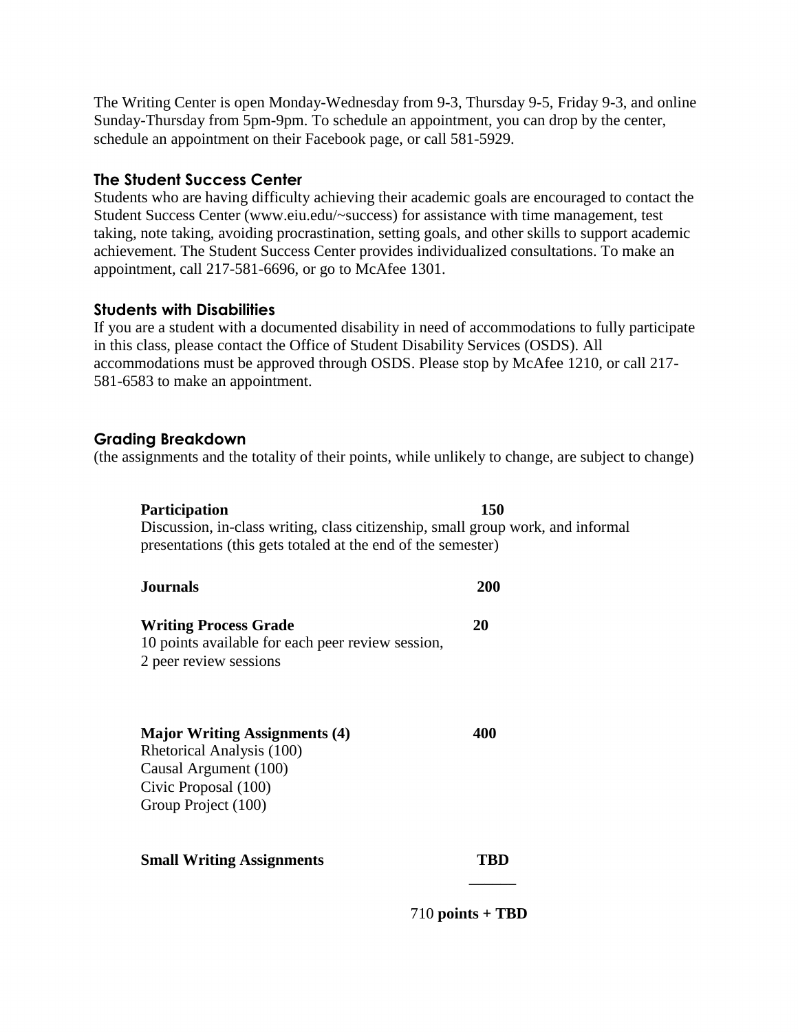The Writing Center is open Monday-Wednesday from 9-3, Thursday 9-5, Friday 9-3, and online Sunday-Thursday from 5pm-9pm. To schedule an appointment, you can drop by the center, schedule an appointment on their Facebook page, or call 581-5929.

### The Student Success Center

Students who are having difficulty achieving their academic goals are encouraged to contact the Student Success Center (www.eiu.edu/~success) for assistance with time management, test taking, note taking, avoiding procrastination, setting goals, and other skills to support academic achievement. The Student Success Center provides individualized consultations. To make an appointment, call 217-581-6696, or go to McAfee 1301.

### Students with Disabilities

If you are a student with a documented disability in need of accommodations to fully participate in this class, please contact the Office of Student Disability Services (OSDS). All accommodations must be approved through OSDS. Please stop by McAfee 1210, or call 217-581-6583 to make an appointment.

### Grading Breakdown

(the assignments and the totality of their points, while unlikely to change, are subject to change)

**Participation** **150**

Discussion, in-class writing, class citizenship, small group work, and informal presentations (this gets totaled at the end of the semester)

**Journals** **200**

**Writing Process Grade** **20**

10 points available for each peer review session,
2 peer review sessions

**Major Writing Assignments (4)** **400**

Rhetorical Analysis (100)
Causal Argument (100)
Civic Proposal (100)
Group Project (100)

**Small Writing Assignments** **TBD**

______

710 **points + TBD**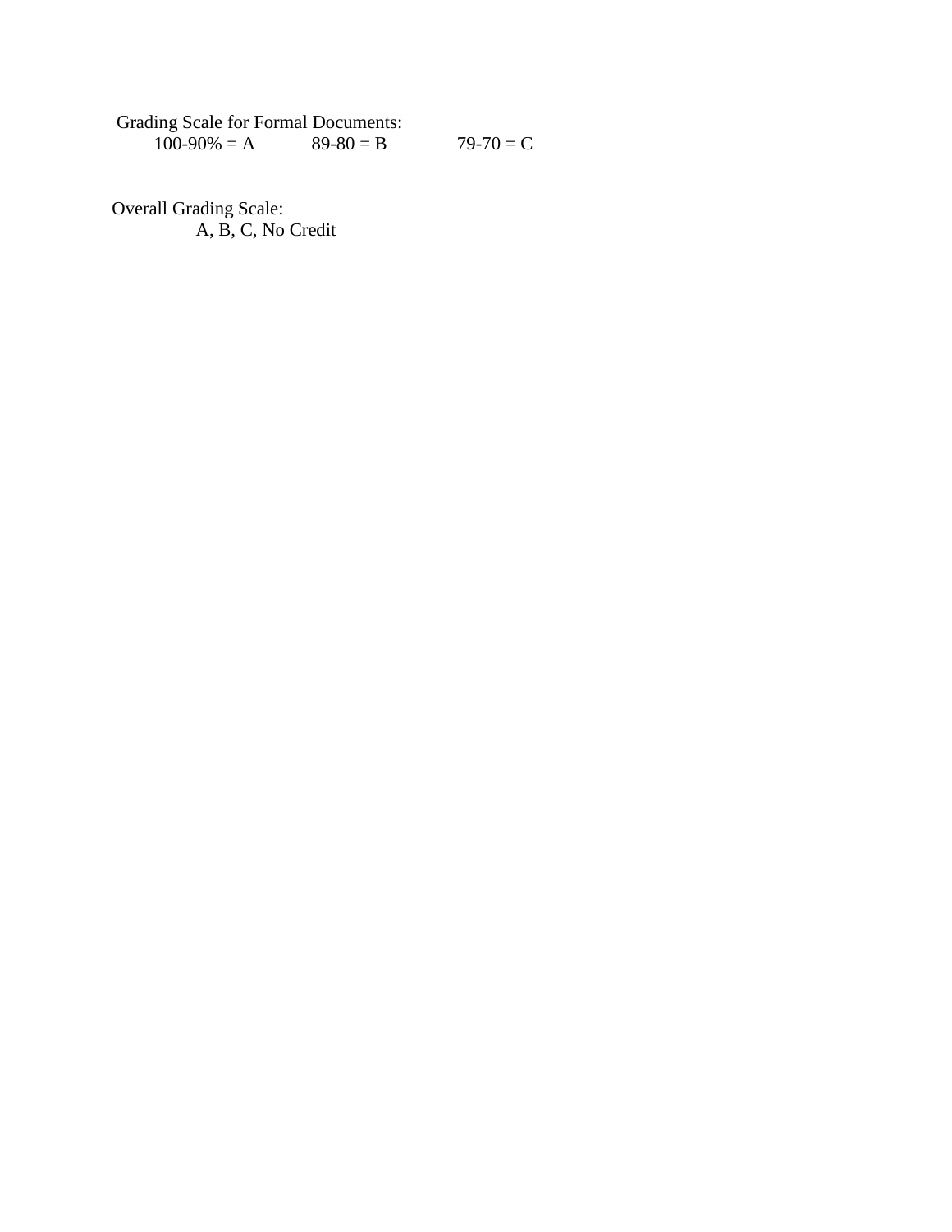Grading Scale for Formal Documents:

100-90% = A  89-80 = B  79-70 = C

Overall Grading Scale:

A, B, C, No Credit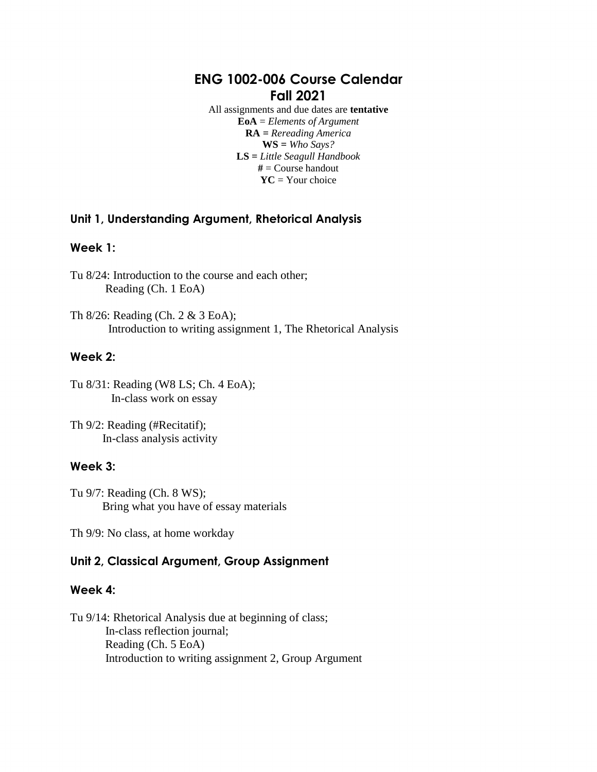# ENG 1002-006 Course Calendar
# Fall 2021

All assignments and due dates are **tentative**
**EoA** = *Elements of Argument*
**RA =** *Rereading America*
**WS =** *Who Says?*
**LS =** *Little Seagull Handbook*
**#** = Course handout
**YC** = Your choice

## Unit 1, Understanding Argument, Rhetorical Analysis

### Week 1:

Tu 8/24: Introduction to the course and each other;
Reading (Ch. 1 EoA)

Th 8/26: Reading (Ch. 2 & 3 EoA);
Introduction to writing assignment 1, The Rhetorical Analysis

### Week 2:

Tu 8/31: Reading (W8 LS; Ch. 4 EoA);
In-class work on essay

Th 9/2: Reading (#Recitatif);
In-class analysis activity

### Week 3:

Tu 9/7: Reading (Ch. 8 WS);
Bring what you have of essay materials

Th 9/9: No class, at home workday

## Unit 2, Classical Argument, Group Assignment

### Week 4:

Tu 9/14: Rhetorical Analysis due at beginning of class;
In-class reflection journal;
Reading (Ch. 5 EoA)
Introduction to writing assignment 2, Group Argument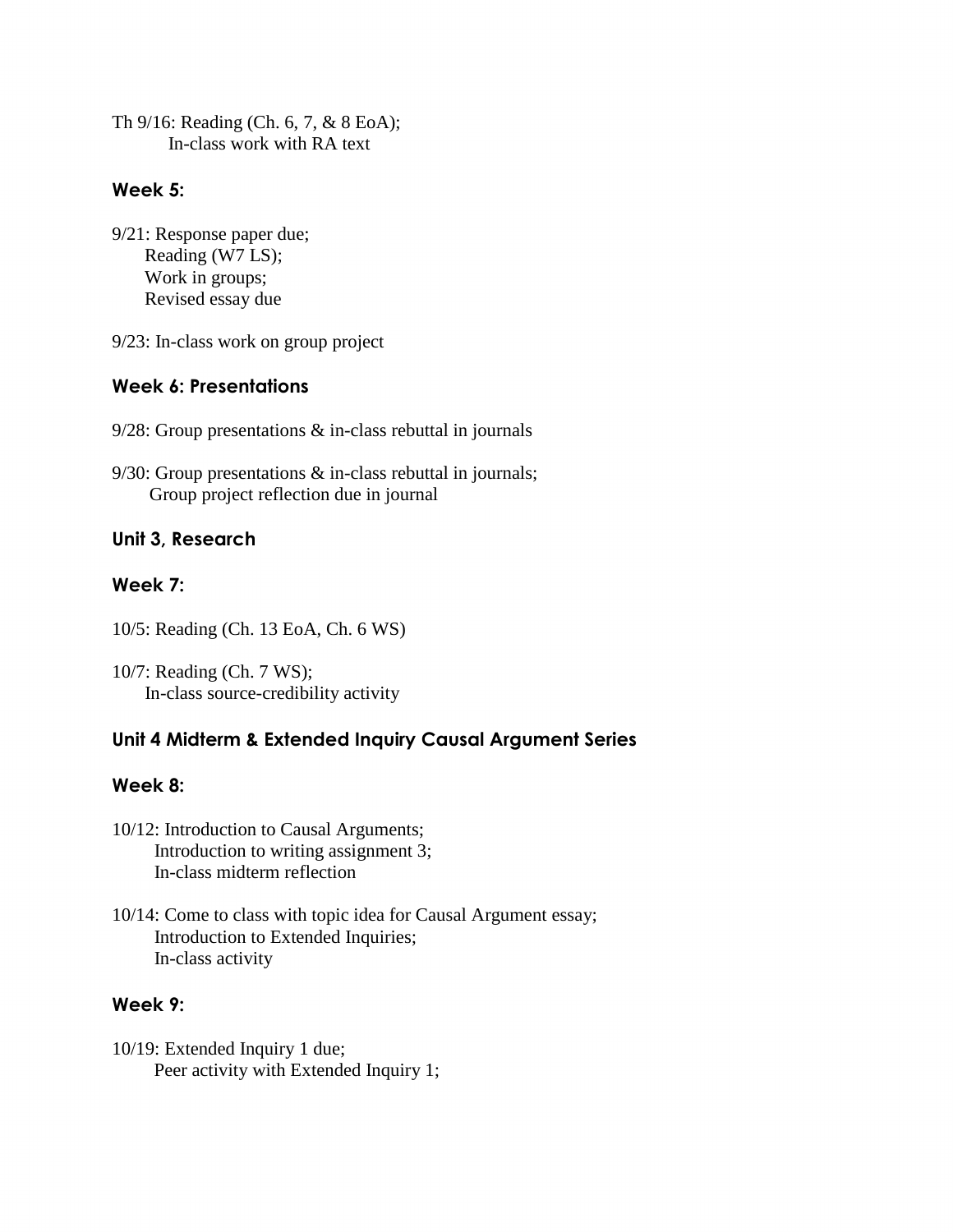Th 9/16: Reading (Ch. 6, 7, & 8 EoA);
In-class work with RA text

### Week 5:

9/21: Response paper due;
Reading (W7 LS);
Work in groups;
Revised essay due

9/23: In-class work on group project

### Week 6: Presentations

9/28: Group presentations & in-class rebuttal in journals

9/30: Group presentations & in-class rebuttal in journals;
Group project reflection due in journal

### Unit 3, Research

### Week 7:

10/5: Reading (Ch. 13 EoA, Ch. 6 WS)

10/7: Reading (Ch. 7 WS);
In-class source-credibility activity

### Unit 4 Midterm & Extended Inquiry Causal Argument Series

### Week 8:

10/12: Introduction to Causal Arguments;
Introduction to writing assignment 3;
In-class midterm reflection

10/14: Come to class with topic idea for Causal Argument essay;
Introduction to Extended Inquiries;
In-class activity

### Week 9:

10/19: Extended Inquiry 1 due;
Peer activity with Extended Inquiry 1;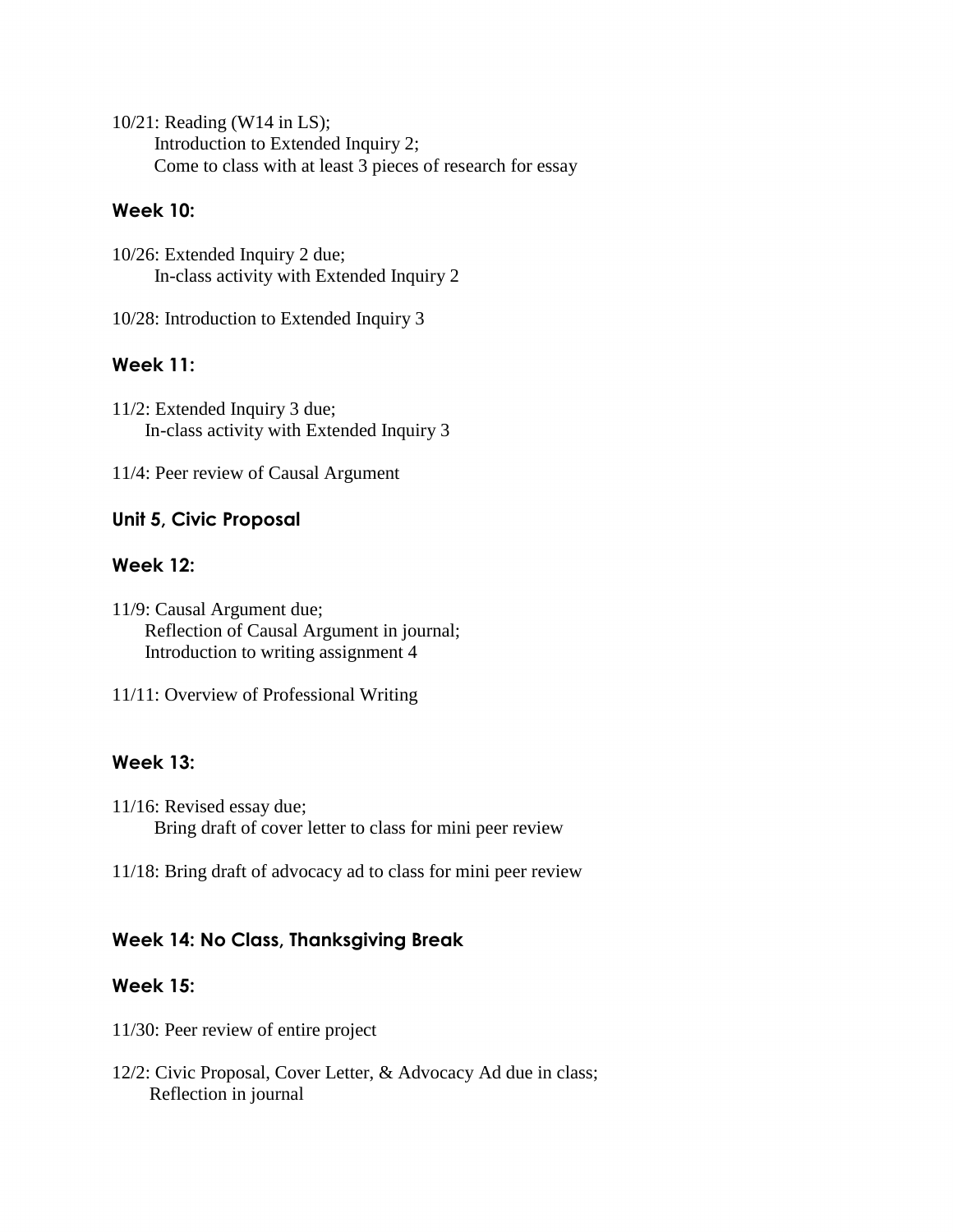10/21: Reading (W14 in LS);
Introduction to Extended Inquiry 2;
Come to class with at least 3 pieces of research for essay

### Week 10:

10/26: Extended Inquiry 2 due;
In-class activity with Extended Inquiry 2

10/28: Introduction to Extended Inquiry 3

### Week 11:

11/2: Extended Inquiry 3 due;
In-class activity with Extended Inquiry 3

11/4: Peer review of Causal Argument

### Unit 5, Civic Proposal

### Week 12:

11/9: Causal Argument due;
Reflection of Causal Argument in journal;
Introduction to writing assignment 4

11/11: Overview of Professional Writing

### Week 13:

11/16: Revised essay due;
Bring draft of cover letter to class for mini peer review

11/18: Bring draft of advocacy ad to class for mini peer review

### Week 14: No Class, Thanksgiving Break

### Week 15:

11/30: Peer review of entire project

12/2: Civic Proposal, Cover Letter, & Advocacy Ad due in class;
Reflection in journal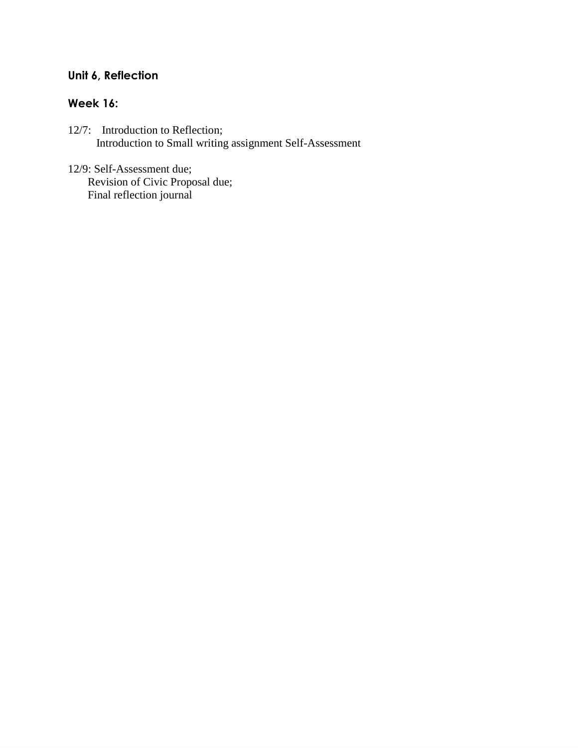### Unit 6, Reflection

### Week 16:

12/7: Introduction to Reflection;
Introduction to Small writing assignment Self-Assessment

12/9: Self-Assessment due;
Revision of Civic Proposal due;
Final reflection journal